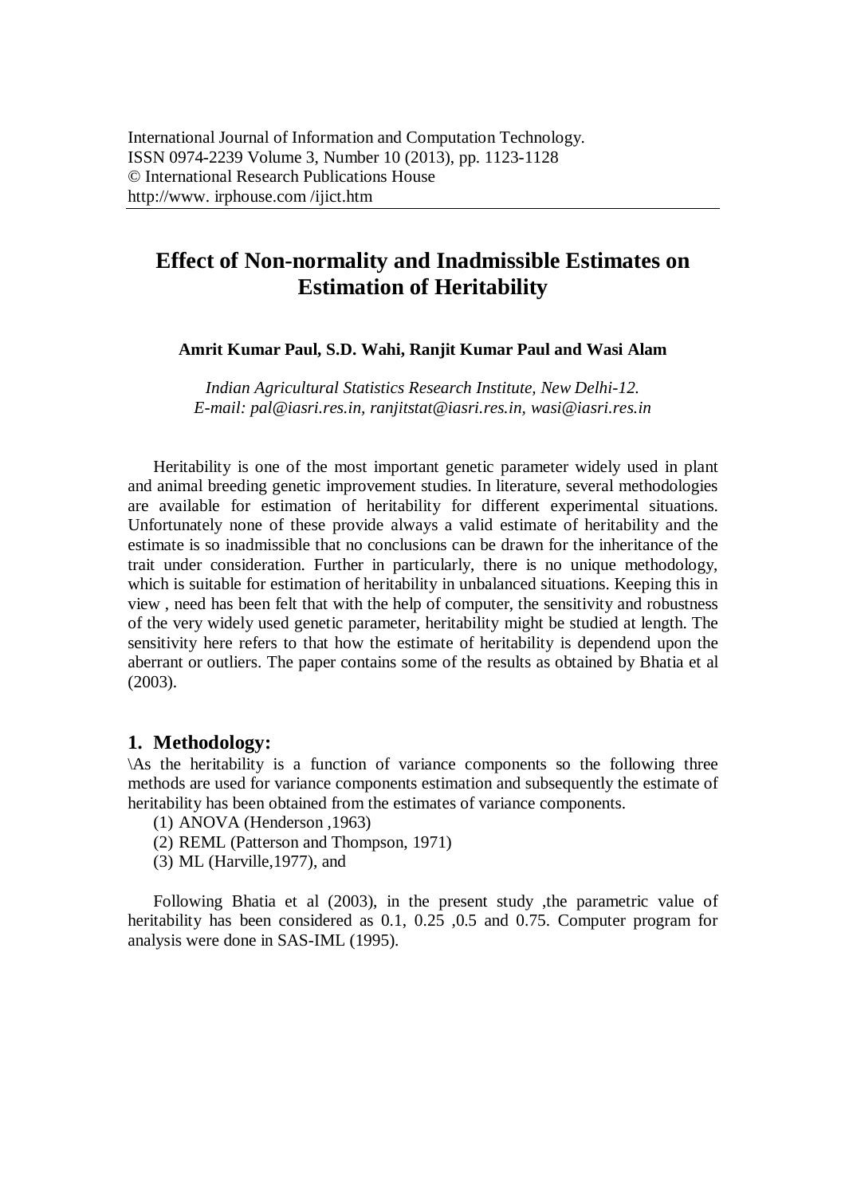International Journal of Information and Computation Technology.
ISSN 0974-2239 Volume 3, Number 10 (2013), pp. 1123-1128
© International Research Publications House
http://www. irphouse.com /ijict.htm

# Effect of Non-normality and Inadmissible Estimates on Estimation of Heritability

**Amrit Kumar Paul, S.D. Wahi, Ranjit Kumar Paul and Wasi Alam**

*Indian Agricultural Statistics Research Institute, New Delhi-12.*
*E-mail: pal@iasri.res.in, ranjitstat@iasri.res.in, wasi@iasri.res.in*

Heritability is one of the most important genetic parameter widely used in plant and animal breeding genetic improvement studies. In literature, several methodologies are available for estimation of heritability for different experimental situations. Unfortunately none of these provide always a valid estimate of heritability and the estimate is so inadmissible that no conclusions can be drawn for the inheritance of the trait under consideration. Further in particularly, there is no unique methodology, which is suitable for estimation of heritability in unbalanced situations. Keeping this in view , need has been felt that with the help of computer, the sensitivity and robustness of the very widely used genetic parameter, heritability might be studied at length. The sensitivity here refers to that how the estimate of heritability is dependend upon the aberrant or outliers. The paper contains some of the results as obtained by Bhatia et al (2003).

## 1. Methodology:

\As the heritability is a function of variance components so the following three methods are used for variance components estimation and subsequently the estimate of heritability has been obtained from the estimates of variance components.

(1) ANOVA (Henderson ,1963)
(2) REML (Patterson and Thompson, 1971)
(3) ML (Harville,1977), and

Following Bhatia et al (2003), in the present study ,the parametric value of heritability has been considered as 0.1, 0.25 ,0.5 and 0.75. Computer program for analysis were done in SAS-IML (1995).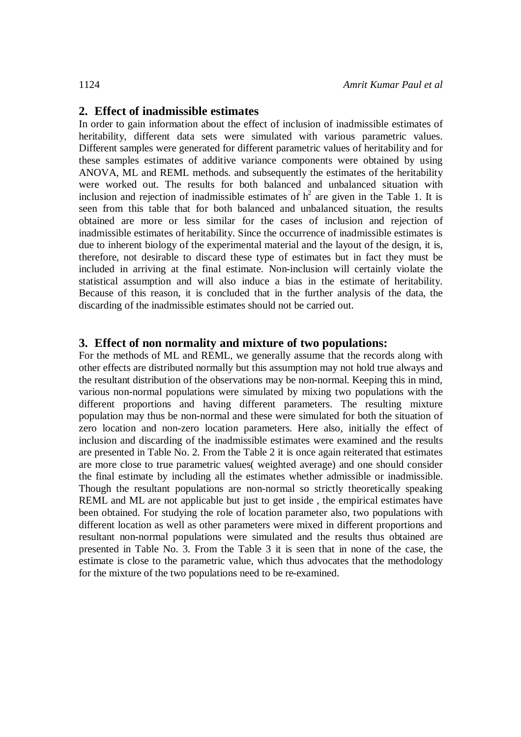## 2. Effect of inadmissible estimates

In order to gain information about the effect of inclusion of inadmissible estimates of heritability, different data sets were simulated with various parametric values. Different samples were generated for different parametric values of heritability and for these samples estimates of additive variance components were obtained by using ANOVA, ML and REML methods. and subsequently the estimates of the heritability were worked out. The results for both balanced and unbalanced situation with inclusion and rejection of inadmissible estimates of $h^2$ are given in the Table 1. It is seen from this table that for both balanced and unbalanced situation, the results obtained are more or less similar for the cases of inclusion and rejection of inadmissible estimates of heritability. Since the occurrence of inadmissible estimates is due to inherent biology of the experimental material and the layout of the design, it is, therefore, not desirable to discard these type of estimates but in fact they must be included in arriving at the final estimate. Non-inclusion will certainly violate the statistical assumption and will also induce a bias in the estimate of heritability. Because of this reason, it is concluded that in the further analysis of the data, the discarding of the inadmissible estimates should not be carried out.

## 3. Effect of non normality and mixture of two populations:

For the methods of ML and REML, we generally assume that the records along with other effects are distributed normally but this assumption may not hold true always and the resultant distribution of the observations may be non-normal. Keeping this in mind, various non-normal populations were simulated by mixing two populations with the different proportions and having different parameters. The resulting mixture population may thus be non-normal and these were simulated for both the situation of zero location and non-zero location parameters. Here also, initially the effect of inclusion and discarding of the inadmissible estimates were examined and the results are presented in Table No. 2. From the Table 2 it is once again reiterated that estimates are more close to true parametric values( weighted average) and one should consider the final estimate by including all the estimates whether admissible or inadmissible. Though the resultant populations are non-normal so strictly theoretically speaking REML and ML are not applicable but just to get inside , the empirical estimates have been obtained. For studying the role of location parameter also, two populations with different location as well as other parameters were mixed in different proportions and resultant non-normal populations were simulated and the results thus obtained are presented in Table No. 3. From the Table 3 it is seen that in none of the case, the estimate is close to the parametric value, which thus advocates that the methodology for the mixture of the two populations need to be re-examined.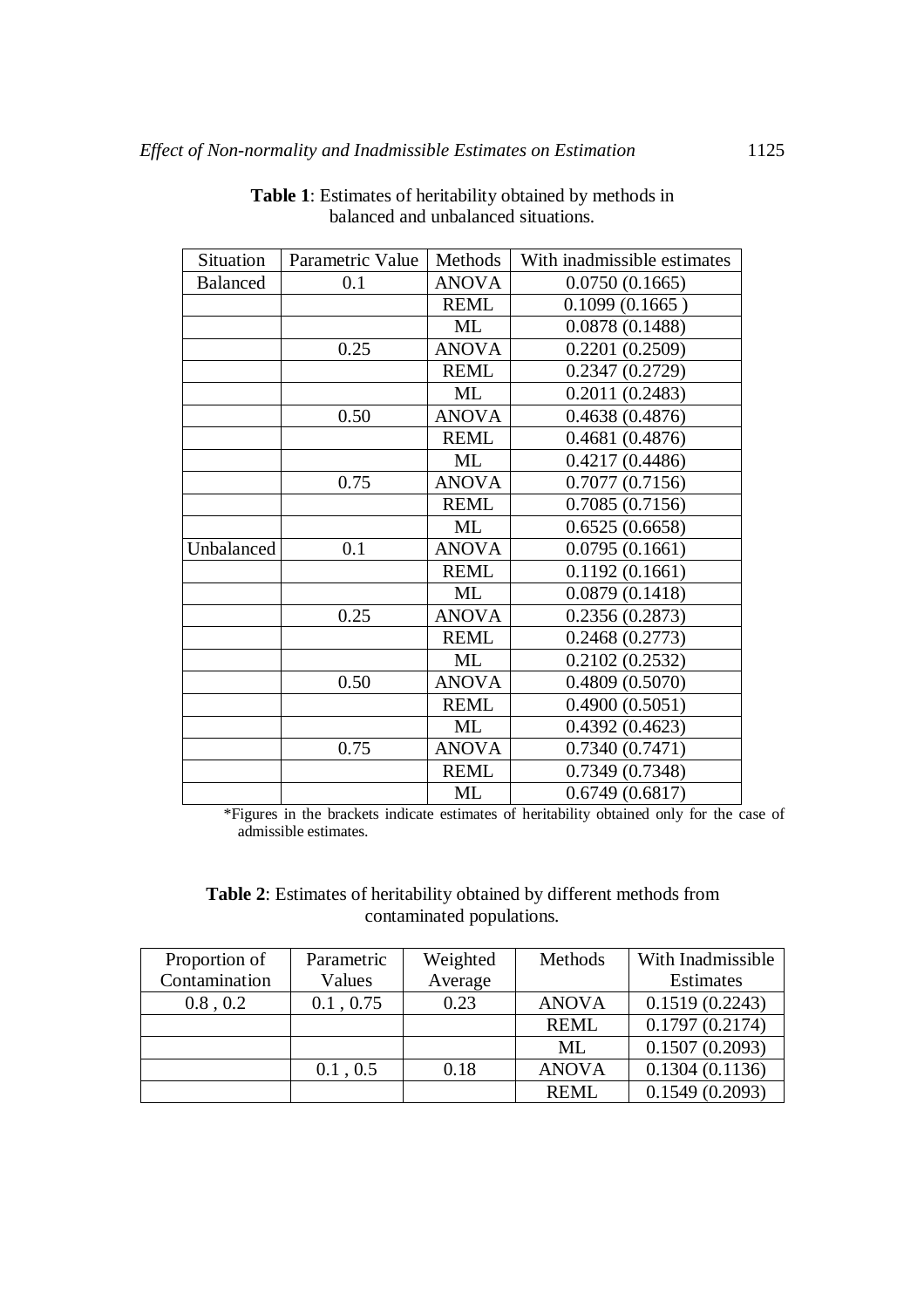**Table 1**: Estimates of heritability obtained by methods in balanced and unbalanced situations.

| Situation | Parametric Value | Methods | With inadmissible estimates |
|---|---|---|---|
| Balanced | 0.1 | ANOVA | 0.0750 (0.1665) |
| | | REML | 0.1099 (0.1665 ) |
| | | ML | 0.0878 (0.1488) |
| | 0.25 | ANOVA | 0.2201 (0.2509) |
| | | REML | 0.2347 (0.2729) |
| | | ML | 0.2011 (0.2483) |
| | 0.50 | ANOVA | 0.4638 (0.4876) |
| | | REML | 0.4681 (0.4876) |
| | | ML | 0.4217 (0.4486) |
| | 0.75 | ANOVA | 0.7077 (0.7156) |
| | | REML | 0.7085 (0.7156) |
| | | ML | 0.6525 (0.6658) |
| Unbalanced | 0.1 | ANOVA | 0.0795 (0.1661) |
| | | REML | 0.1192 (0.1661) |
| | | ML | 0.0879 (0.1418) |
| | 0.25 | ANOVA | 0.2356 (0.2873) |
| | | REML | 0.2468 (0.2773) |
| | | ML | 0.2102 (0.2532) |
| | 0.50 | ANOVA | 0.4809 (0.5070) |
| | | REML | 0.4900 (0.5051) |
| | | ML | 0.4392 (0.4623) |
| | 0.75 | ANOVA | 0.7340 (0.7471) |
| | | REML | 0.7349 (0.7348) |
| | | ML | 0.6749 (0.6817) |

*Figures in the brackets indicate estimates of heritability obtained only for the case of admissible estimates.

**Table 2**: Estimates of heritability obtained by different methods from contaminated populations.

| Proportion of Contamination | Parametric Values | Weighted Average | Methods | With Inadmissible Estimates |
|---|---|---|---|---|
| 0.8 , 0.2 | 0.1 , 0.75 | 0.23 | ANOVA | 0.1519 (0.2243) |
| | | | REML | 0.1797 (0.2174) |
| | | | ML | 0.1507 (0.2093) |
| | 0.1 , 0.5 | 0.18 | ANOVA | 0.1304 (0.1136) |
| | | | REML | 0.1549 (0.2093) |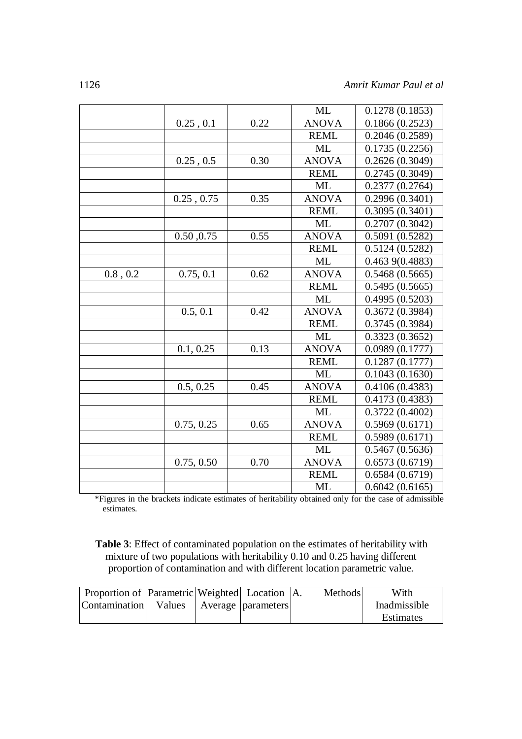| | | | ML | 0.1278 (0.1853) |
|---|---|---|---|---|
| | 0.25 , 0.1 | 0.22 | ANOVA | 0.1866 (0.2523) |
| | | | REML | 0.2046 (0.2589) |
| | | | ML | 0.1735 (0.2256) |
| | 0.25 , 0.5 | 0.30 | ANOVA | 0.2626 (0.3049) |
| | | | REML | 0.2745 (0.3049) |
| | | | ML | 0.2377 (0.2764) |
| | 0.25 , 0.75 | 0.35 | ANOVA | 0.2996 (0.3401) |
| | | | REML | 0.3095 (0.3401) |
| | | | ML | 0.2707 (0.3042) |
| | 0.50 ,0.75 | 0.55 | ANOVA | 0.5091 (0.5282) |
| | | | REML | 0.5124 (0.5282) |
| | | | ML | 0.463 9(0.4883) |
| 0.8 , 0.2 | 0.75, 0.1 | 0.62 | ANOVA | 0.5468 (0.5665) |
| | | | REML | 0.5495 (0.5665) |
| | | | ML | 0.4995 (0.5203) |
| | 0.5, 0.1 | 0.42 | ANOVA | 0.3672 (0.3984) |
| | | | REML | 0.3745 (0.3984) |
| | | | ML | 0.3323 (0.3652) |
| | 0.1, 0.25 | 0.13 | ANOVA | 0.0989 (0.1777) |
| | | | REML | 0.1287 (0.1777) |
| | | | ML | 0.1043 (0.1630) |
| | 0.5, 0.25 | 0.45 | ANOVA | 0.4106 (0.4383) |
| | | | REML | 0.4173 (0.4383) |
| | | | ML | 0.3722 (0.4002) |
| | 0.75, 0.25 | 0.65 | ANOVA | 0.5969 (0.6171) |
| | | | REML | 0.5989 (0.6171) |
| | | | ML | 0.5467 (0.5636) |
| | 0.75, 0.50 | 0.70 | ANOVA | 0.6573 (0.6719) |
| | | | REML | 0.6584 (0.6719) |
| | | | ML | 0.6042 (0.6165) |

*Figures in the brackets indicate estimates of heritability obtained only for the case of admissible estimates.

**Table 3**: Effect of contaminated population on the estimates of heritability with mixture of two populations with heritability 0.10 and 0.25 having different proportion of contamination and with different location parametric value.

| Proportion of Contamination | Parametric Values | Weighted Average | Location parameters | A. | Methods | With Inadmissible Estimates |
|---|---|---|---|---|---|---|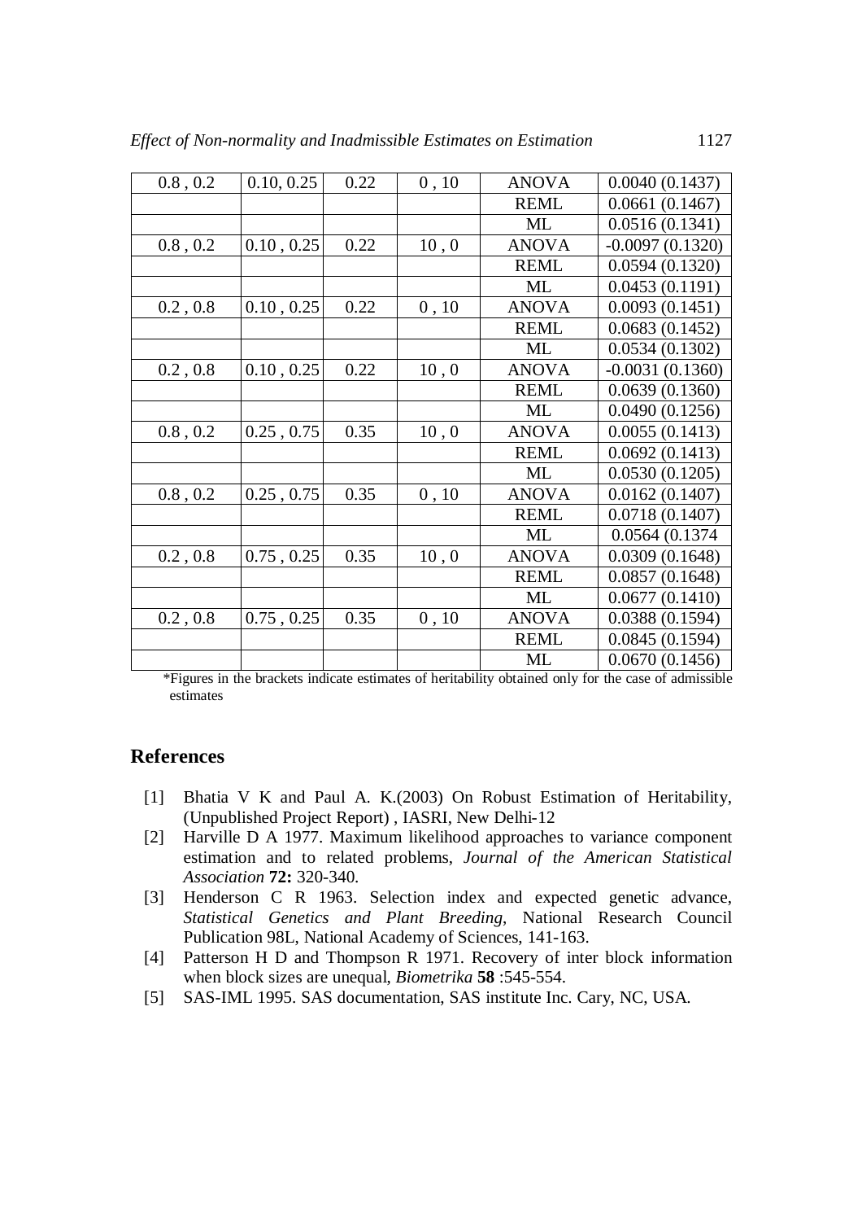| 0.8 , 0.2 | 0.10, 0.25 | 0.22 | 0 , 10 | ANOVA | 0.0040 (0.1437) |
|---|---|---|---|---|---|
| | | | | REML | 0.0661 (0.1467) |
| | | | | ML | 0.0516 (0.1341) |
| 0.8 , 0.2 | 0.10 , 0.25 | 0.22 | 10 , 0 | ANOVA | -0.0097 (0.1320) |
| | | | | REML | 0.0594 (0.1320) |
| | | | | ML | 0.0453 (0.1191) |
| 0.2 , 0.8 | 0.10 , 0.25 | 0.22 | 0 , 10 | ANOVA | 0.0093 (0.1451) |
| | | | | REML | 0.0683 (0.1452) |
| | | | | ML | 0.0534 (0.1302) |
| 0.2 , 0.8 | 0.10 , 0.25 | 0.22 | 10 , 0 | ANOVA | -0.0031 (0.1360) |
| | | | | REML | 0.0639 (0.1360) |
| | | | | ML | 0.0490 (0.1256) |
| 0.8 , 0.2 | 0.25 , 0.75 | 0.35 | 10 , 0 | ANOVA | 0.0055 (0.1413) |
| | | | | REML | 0.0692 (0.1413) |
| | | | | ML | 0.0530 (0.1205) |
| 0.8 , 0.2 | 0.25 , 0.75 | 0.35 | 0 , 10 | ANOVA | 0.0162 (0.1407) |
| | | | | REML | 0.0718 (0.1407) |
| | | | | ML | 0.0564 (0.1374 |
| 0.2 , 0.8 | 0.75 , 0.25 | 0.35 | 10 , 0 | ANOVA | 0.0309 (0.1648) |
| | | | | REML | 0.0857 (0.1648) |
| | | | | ML | 0.0677 (0.1410) |
| 0.2 , 0.8 | 0.75 , 0.25 | 0.35 | 0 , 10 | ANOVA | 0.0388 (0.1594) |
| | | | | REML | 0.0845 (0.1594) |
| | | | | ML | 0.0670 (0.1456) |

*Figures in the brackets indicate estimates of heritability obtained only for the case of admissible estimates

## References

[1] Bhatia V K and Paul A. K.(2003) On Robust Estimation of Heritability, (Unpublished Project Report) , IASRI, New Delhi-12

[2] Harville D A 1977. Maximum likelihood approaches to variance component estimation and to related problems, *Journal of the American Statistical Association* **72:** 320-340.

[3] Henderson C R 1963. Selection index and expected genetic advance, *Statistical Genetics and Plant Breeding*, National Research Council Publication 98L, National Academy of Sciences, 141-163.

[4] Patterson H D and Thompson R 1971. Recovery of inter block information when block sizes are unequal, *Biometrika* **58** :545-554.

[5] SAS-IML 1995. SAS documentation, SAS institute Inc. Cary, NC, USA.